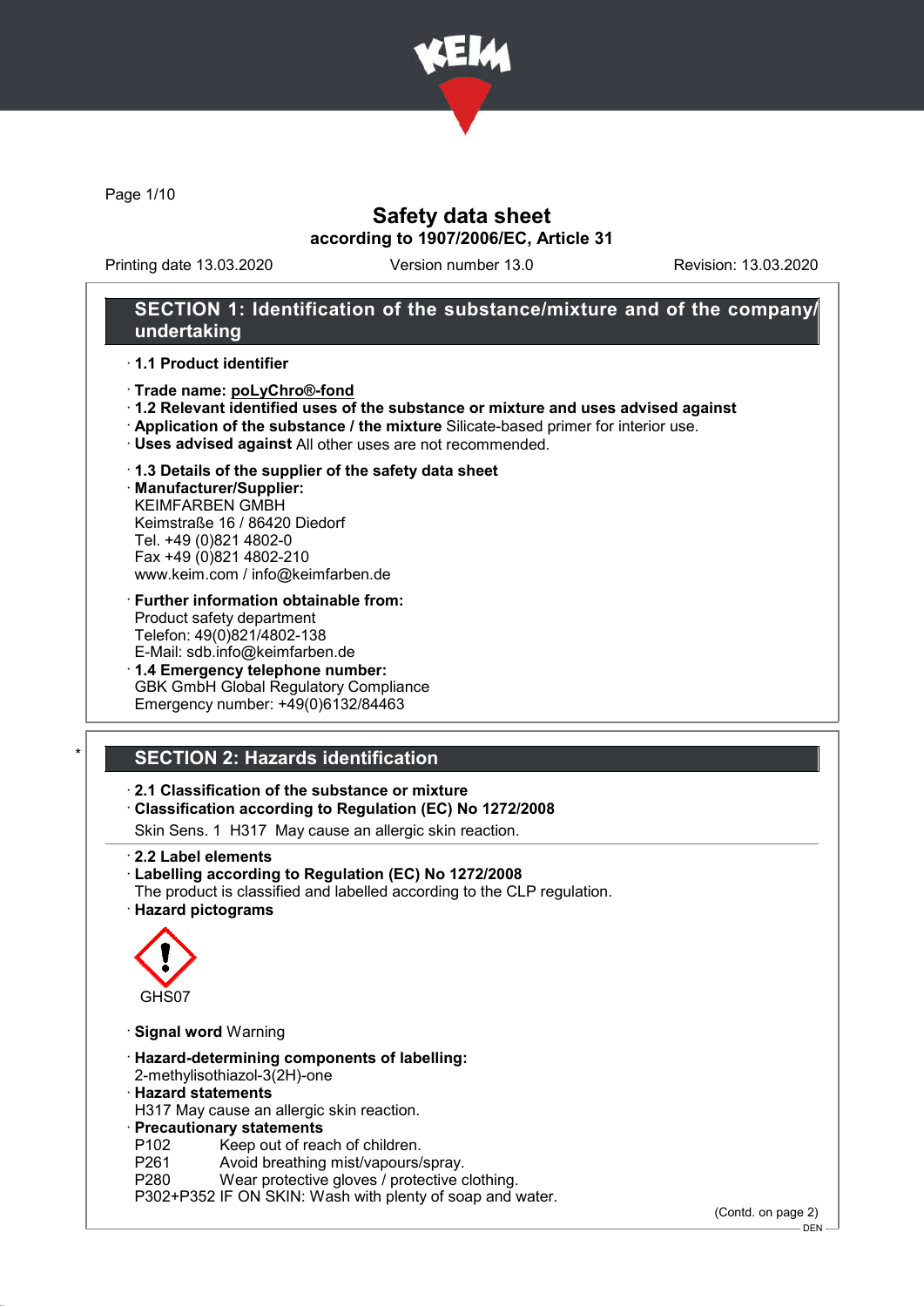# Safety data sheet

**according to 1907/2006/EC, Article 31**

Printing date 13.03.2020 Version number 13.0 Revision: 13.03.2020

## SECTION 1: Identification of the substance/mixture and of the company/undertaking

· **1.1 Product identifier**

· **Trade name: poLyChro®-fond**

· **1.2 Relevant identified uses of the substance or mixture and uses advised against**

· **Application of the substance / the mixture** Silicate-based primer for interior use.

· **Uses advised against** All other uses are not recommended.

· **1.3 Details of the supplier of the safety data sheet**

· **Manufacturer/Supplier:**
KEIMFARBEN GMBH
Keimstraße 16 / 86420 Diedorf
Tel. +49 (0)821 4802-0
Fax +49 (0)821 4802-210
www.keim.com / info@keimfarben.de

· **Further information obtainable from:**
Product safety department
Telefon: 49(0)821/4802-138
E-Mail: sdb.info@keimfarben.de

· **1.4 Emergency telephone number:**
GBK GmbH Global Regulatory Compliance
Emergency number: +49(0)6132/84463

## * SECTION 2: Hazards identification

· **2.1 Classification of the substance or mixture**

· **Classification according to Regulation (EC) No 1272/2008**

Skin Sens. 1 H317 May cause an allergic skin reaction.

· **2.2 Label elements**

· **Labelling according to Regulation (EC) No 1272/2008**

The product is classified and labelled according to the CLP regulation.

· **Hazard pictograms**

GHS07

· **Signal word** Warning

· **Hazard-determining components of labelling:**
2-methylisothiazol-3(2H)-one

· **Hazard statements**
H317 May cause an allergic skin reaction.

· **Precautionary statements**

P102 Keep out of reach of children.
P261 Avoid breathing mist/vapours/spray.
P280 Wear protective gloves / protective clothing.
P302+P352 IF ON SKIN: Wash with plenty of soap and water.

(Contd. on page 2)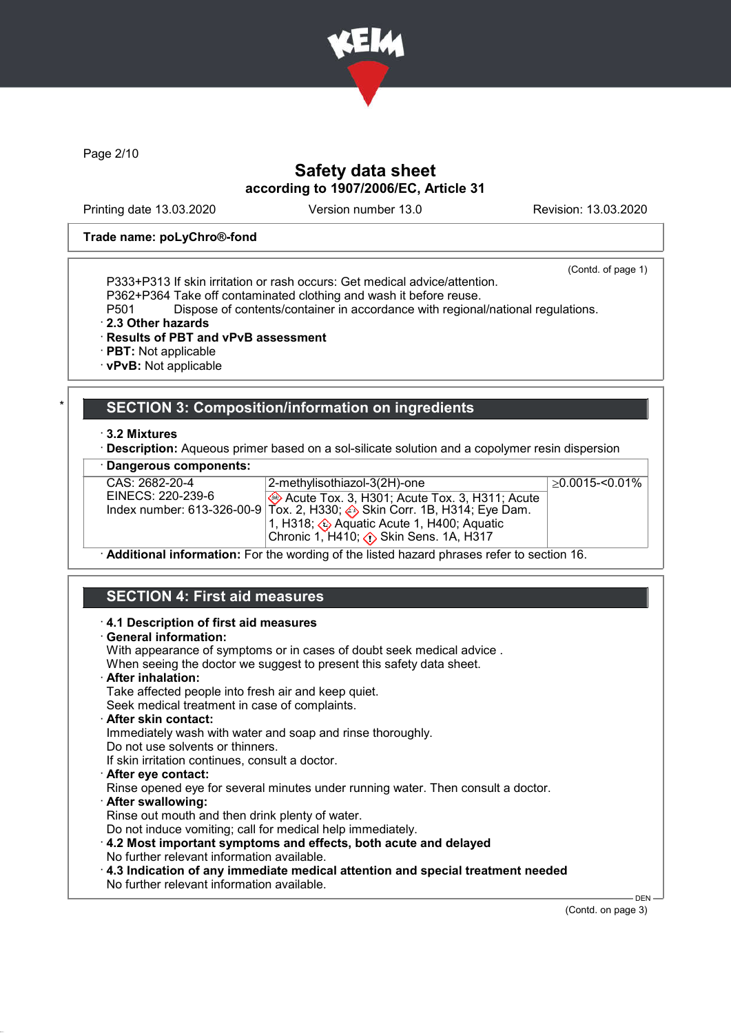**Safety data sheet**
**according to 1907/2006/EC, Article 31**

Printing date 13.03.2020 | Version number 13.0 | Revision: 13.03.2020

**Trade name: poLyChro®-fond**

(Contd. of page 1)

P333+P313 If skin irritation or rash occurs: Get medical advice/attention.
P362+P364 Take off contaminated clothing and wash it before reuse.
P501 Dispose of contents/container in accordance with regional/national regulations.

· **2.3 Other hazards**
· **Results of PBT and vPvB assessment**
· **PBT:** Not applicable
· **vPvB:** Not applicable

## * SECTION 3: Composition/information on ingredients

· **3.2 Mixtures**
· **Description:** Aqueous primer based on a sol-silicate solution and a copolymer resin dispersion

· **Dangerous components:**

| | | |
|---|---|---|
| CAS: 2682-20-4<br>EINECS: 220-239-6<br>Index number: 613-326-00-9 | 2-methylisothiazol-3(2H)-one<br>Acute Tox. 3, H301; Acute Tox. 3, H311; Acute Tox. 2, H330; Skin Corr. 1B, H314; Eye Dam. 1, H318; Aquatic Acute 1, H400; Aquatic Chronic 1, H410; Skin Sens. 1A, H317 | ≥0.0015-<0.01% |

· **Additional information:** For the wording of the listed hazard phrases refer to section 16.

## SECTION 4: First aid measures

· **4.1 Description of first aid measures**
· **General information:**
With appearance of symptoms or in cases of doubt seek medical advice .
When seeing the doctor we suggest to present this safety data sheet.
· **After inhalation:**
Take affected people into fresh air and keep quiet.
Seek medical treatment in case of complaints.
· **After skin contact:**
Immediately wash with water and soap and rinse thoroughly.
Do not use solvents or thinners.
If skin irritation continues, consult a doctor.
· **After eye contact:**
Rinse opened eye for several minutes under running water. Then consult a doctor.
· **After swallowing:**
Rinse out mouth and then drink plenty of water.
Do not induce vomiting; call for medical help immediately.
· **4.2 Most important symptoms and effects, both acute and delayed**
No further relevant information available.
· **4.3 Indication of any immediate medical attention and special treatment needed**
No further relevant information available.

(Contd. on page 3)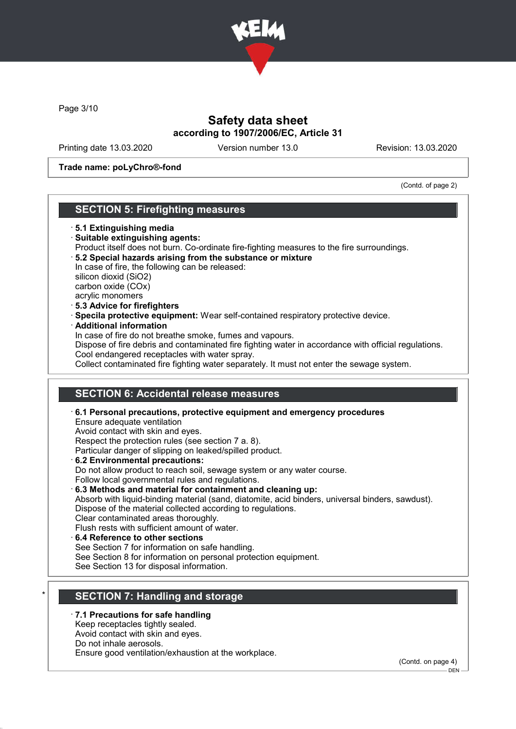# Safety data sheet

**according to 1907/2006/EC, Article 31**

Printing date 13.03.2020 | Version number 13.0 | Revision: 13.03.2020

**Trade name: poLyChro®-fond**

(Contd. of page 2)

## SECTION 5: Firefighting measures

- **5.1 Extinguishing media**
- **Suitable extinguishing agents:**
  Product itself does not burn. Co-ordinate fire-fighting measures to the fire surroundings.
- **5.2 Special hazards arising from the substance or mixture**
  In case of fire, the following can be released:
  silicon dioxid ($SiO_2$)
  carbon oxide ($CO_x$)
  acrylic monomers
- **5.3 Advice for firefighters**
- **Specila protective equipment:** Wear self-contained respiratory protective device.
- **Additional information**
  In case of fire do not breathe smoke, fumes and vapours.
  Dispose of fire debris and contaminated fire fighting water in accordance with official regulations.
  Cool endangered receptacles with water spray.
  Collect contaminated fire fighting water separately. It must not enter the sewage system.

## SECTION 6: Accidental release measures

- **6.1 Personal precautions, protective equipment and emergency procedures**
  Ensure adequate ventilation
  Avoid contact with skin and eyes.
  Respect the protection rules (see section 7 a. 8).
  Particular danger of slipping on leaked/spilled product.
- **6.2 Environmental precautions:**
  Do not allow product to reach soil, sewage system or any water course.
  Follow local governmental rules and regulations.
- **6.3 Methods and material for containment and cleaning up:**
  Absorb with liquid-binding material (sand, diatomite, acid binders, universal binders, sawdust).
  Dispose of the material collected according to regulations.
  Clear contaminated areas thoroughly.
  Flush rests with sufficient amount of water.
- **6.4 Reference to other sections**
  See Section 7 for information on safe handling.
  See Section 8 for information on personal protection equipment.
  See Section 13 for disposal information.

## * SECTION 7: Handling and storage

- **7.1 Precautions for safe handling**
  Keep receptacles tightly sealed.
  Avoid contact with skin and eyes.
  Do not inhale aerosols.
  Ensure good ventilation/exhaustion at the workplace.

(Contd. on page 4)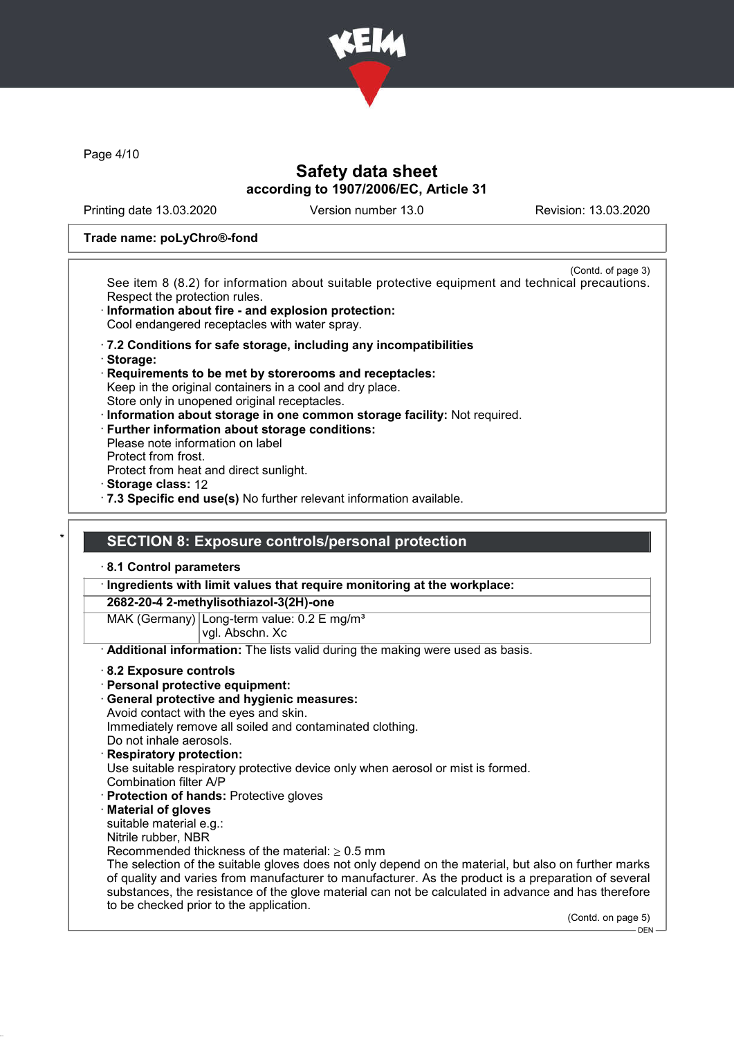**Trade name: poLyChro®-fond**

(Contd. of page 3)

See item 8 (8.2) for information about suitable protective equipment and technical precautions. Respect the protection rules.

· **Information about fire - and explosion protection:**
Cool endangered receptacles with water spray.

· **7.2 Conditions for safe storage, including any incompatibilities**
· **Storage:**
· **Requirements to be met by storerooms and receptacles:**
Keep in the original containers in a cool and dry place.
Store only in unopened original receptacles.
· **Information about storage in one common storage facility:** Not required.
· **Further information about storage conditions:**
Please note information on label
Protect from frost.
Protect from heat and direct sunlight.
· **Storage class:** 12
· **7.3 Specific end use(s)** No further relevant information available.

\*

## SECTION 8: Exposure controls/personal protection

· **8.1 Control parameters**

| · **Ingredients with limit values that require monitoring at the workplace:** | |
|---|---|
| **2682-20-4 2-methylisothiazol-3(2H)-one** | |
| MAK (Germany) | Long-term value: 0.2 E mg/m³<br>vgl. Abschn. Xc |

· **Additional information:** The lists valid during the making were used as basis.

· **8.2 Exposure controls**
· **Personal protective equipment:**
· **General protective and hygienic measures:**
Avoid contact with the eyes and skin.
Immediately remove all soiled and contaminated clothing.
Do not inhale aerosols.
· **Respiratory protection:**
Use suitable respiratory protective device only when aerosol or mist is formed.
Combination filter A/P
· **Protection of hands:** Protective gloves
· **Material of gloves**
suitable material e.g.:
Nitrile rubber, NBR
Recommended thickness of the material: $\geq$ 0.5 mm
The selection of the suitable gloves does not only depend on the material, but also on further marks of quality and varies from manufacturer to manufacturer. As the product is a preparation of several substances, the resistance of the glove material can not be calculated in advance and has therefore to be checked prior to the application.

(Contd. on page 5)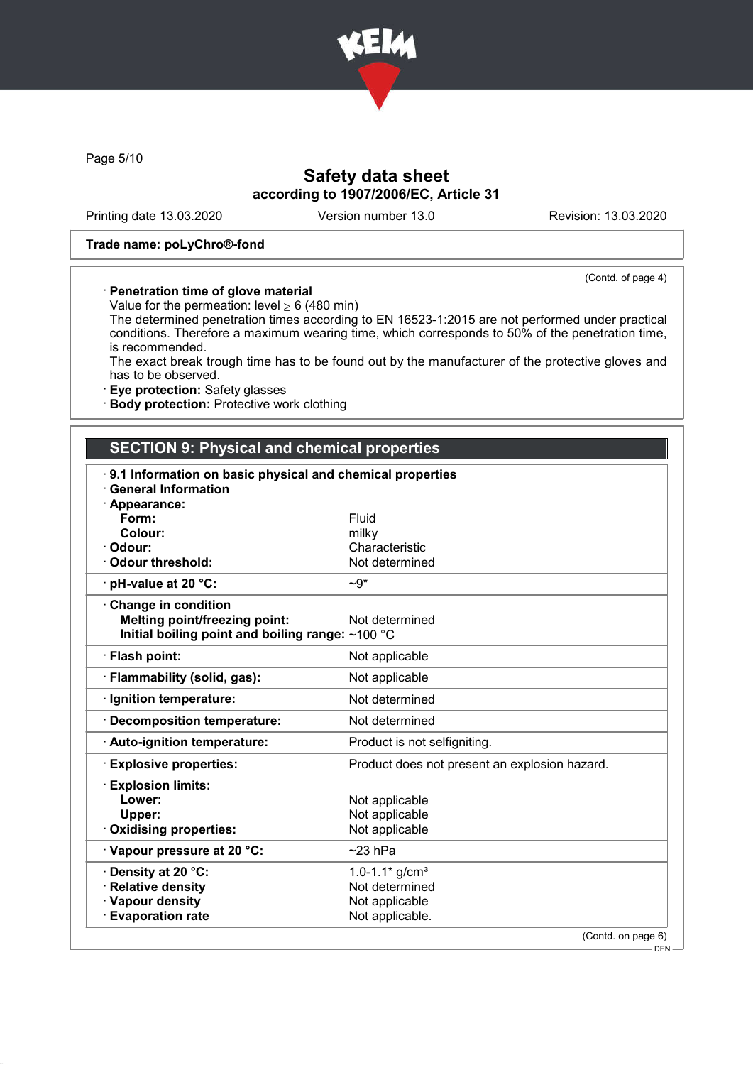Trade name: poLyChro®-fond

(Contd. of page 4)

· **Penetration time of glove material**
Value for the permeation: level ≥ 6 (480 min)
The determined penetration times according to EN 16523-1:2015 are not performed under practical conditions. Therefore a maximum wearing time, which corresponds to 50% of the penetration time, is recommended.
The exact break trough time has to be found out by the manufacturer of the protective gloves and has to be observed.
· **Eye protection:** Safety glasses
· **Body protection:** Protective work clothing

## SECTION 9: Physical and chemical properties

· **9.1 Information on basic physical and chemical properties**
· **General Information**
· **Appearance:**

| | |
|---|---|
| **Form:** | Fluid |
| **Colour:** | milky |
| · **Odour:** | Characteristic |
| · **Odour threshold:** | Not determined |
| · **pH-value at 20 °C:** | ~9* |
| · **Change in condition** | |
| **Melting point/freezing point:** | Not determined |
| **Initial boiling point and boiling range:** | ~100 °C |
| · **Flash point:** | Not applicable |
| · **Flammability (solid, gas):** | Not applicable |
| · **Ignition temperature:** | Not determined |
| · **Decomposition temperature:** | Not determined |
| · **Auto-ignition temperature:** | Product is not selfigniting. |
| · **Explosive properties:** | Product does not present an explosion hazard. |
| · **Explosion limits:** | |
| **Lower:** | Not applicable |
| **Upper:** | Not applicable |
| · **Oxidising properties:** | Not applicable |
| · **Vapour pressure at 20 °C:** | ~23 hPa |
| · **Density at 20 °C:** | 1.0-1.1* g/cm³ |
| · **Relative density** | Not determined |
| · **Vapour density** | Not applicable |
| · **Evaporation rate** | Not applicable. |

(Contd. on page 6)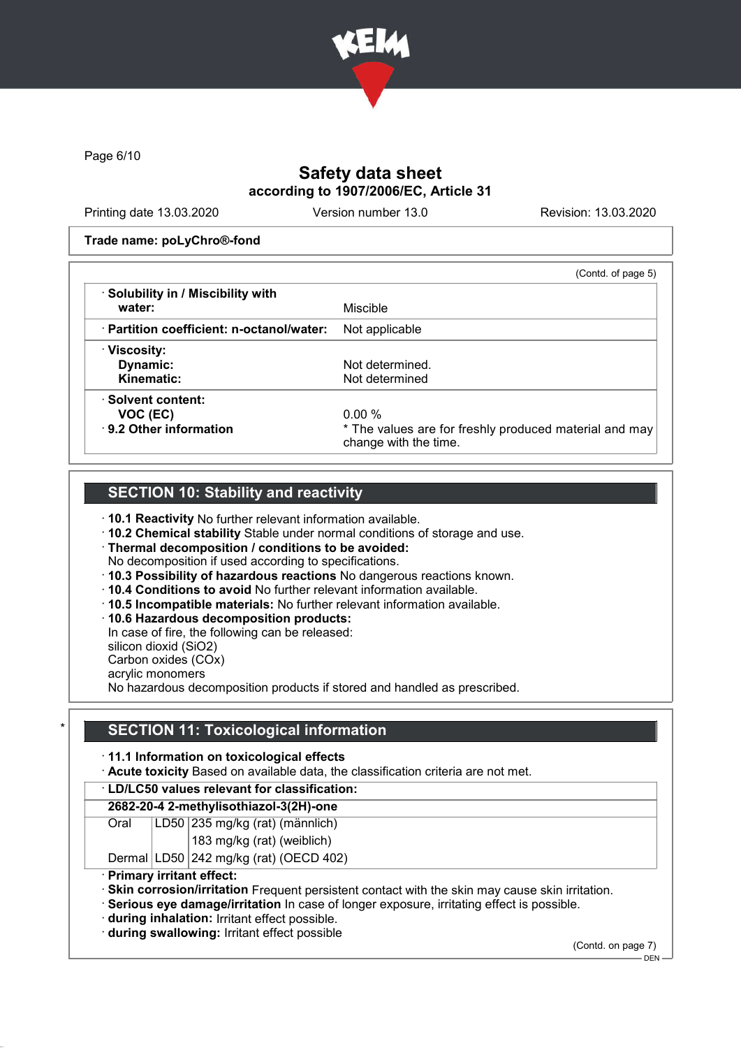Trade name: poLyChro®-fond

(Contd. of page 5)

| | |
|---|---|
| · Solubility in / Miscibility with water: | Miscible |
| · Partition coefficient: n-octanol/water: | Not applicable |
| · Viscosity: Dynamic: | Not determined. |
| Kinematic: | Not determined |
| · Solvent content: VOC (EC) | 0.00 % |
| · 9.2 Other information | * The values are for freshly produced material and may change with the time. |

## SECTION 10: Stability and reactivity

· **10.1 Reactivity** No further relevant information available.
· **10.2 Chemical stability** Stable under normal conditions of storage and use.
· **Thermal decomposition / conditions to be avoided:**
No decomposition if used according to specifications.
· **10.3 Possibility of hazardous reactions** No dangerous reactions known.
· **10.4 Conditions to avoid** No further relevant information available.
· **10.5 Incompatible materials:** No further relevant information available.
· **10.6 Hazardous decomposition products:**
In case of fire, the following can be released:
silicon dioxid ($SiO_2$)
Carbon oxides ($CO_x$)
acrylic monomers
No hazardous decomposition products if stored and handled as prescribed.

## SECTION 11: Toxicological information

· **11.1 Information on toxicological effects**
· **Acute toxicity** Based on available data, the classification criteria are not met.

| · LD/LC50 values relevant for classification: | | |
|---|---|---|
| **2682-20-4 2-methylisothiazol-3(2H)-one** | | |
| Oral | LD50 | 235 mg/kg (rat) (männlich) |
| | | 183 mg/kg (rat) (weiblich) |
| Dermal | LD50 | 242 mg/kg (rat) (OECD 402) |

· **Primary irritant effect:**
· **Skin corrosion/irritation** Frequent persistent contact with the skin may cause skin irritation.
· **Serious eye damage/irritation** In case of longer exposure, irritating effect is possible.
· **during inhalation:** Irritant effect possible.
· **during swallowing:** Irritant effect possible

(Contd. on page 7)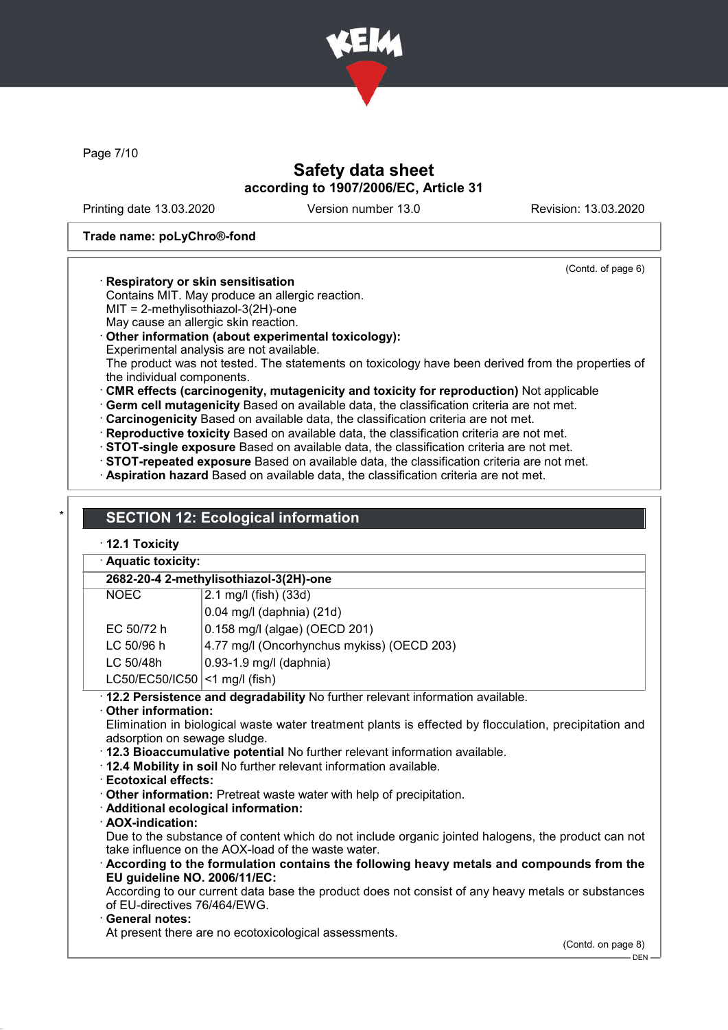**Trade name: poLyChro®-fond**

(Contd. of page 6)

· **Respiratory or skin sensitisation**
Contains MIT. May produce an allergic reaction.
MIT = 2-methylisothiazol-3(2H)-one
May cause an allergic skin reaction.

· **Other information (about experimental toxicology):**
Experimental analysis are not available.
The product was not tested. The statements on toxicology have been derived from the properties of the individual components.

· **CMR effects (carcinogenity, mutagenicity and toxicity for reproduction)** Not applicable
· **Germ cell mutagenicity** Based on available data, the classification criteria are not met.
· **Carcinogenicity** Based on available data, the classification criteria are not met.
· **Reproductive toxicity** Based on available data, the classification criteria are not met.
· **STOT-single exposure** Based on available data, the classification criteria are not met.
· **STOT-repeated exposure** Based on available data, the classification criteria are not met.
· **Aspiration hazard** Based on available data, the classification criteria are not met.

## * SECTION 12: Ecological information

· **12.1 Toxicity**

· **Aquatic toxicity:**

| **2682-20-4 2-methylisothiazol-3(2H)-one** | |
|---|---|
| NOEC | 2.1 mg/l (fish) (33d) |
| | 0.04 mg/l (daphnia) (21d) |
| EC 50/72 h | 0.158 mg/l (algae) (OECD 201) |
| LC 50/96 h | 4.77 mg/l (Oncorhynchus mykiss) (OECD 203) |
| LC 50/48h | 0.93-1.9 mg/l (daphnia) |
| LC50/EC50/IC50 | <1 mg/l (fish) |

· **12.2 Persistence and degradability** No further relevant information available.

· **Other information:**
Elimination in biological waste water treatment plants is effected by flocculation, precipitation and adsorption on sewage sludge.

· **12.3 Bioaccumulative potential** No further relevant information available.
· **12.4 Mobility in soil** No further relevant information available.
· **Ecotoxical effects:**
· **Other information:** Pretreat waste water with help of precipitation.
· **Additional ecological information:**
· **AOX-indication:**
Due to the substance of content which do not include organic jointed halogens, the product can not take influence on the AOX-load of the waste water.

· **According to the formulation contains the following heavy metals and compounds from the EU guideline NO. 2006/11/EC:**
According to our current data base the product does not consist of any heavy metals or substances of EU-directives 76/464/EWG.

· **General notes:**
At present there are no ecotoxicological assessments.

(Contd. on page 8)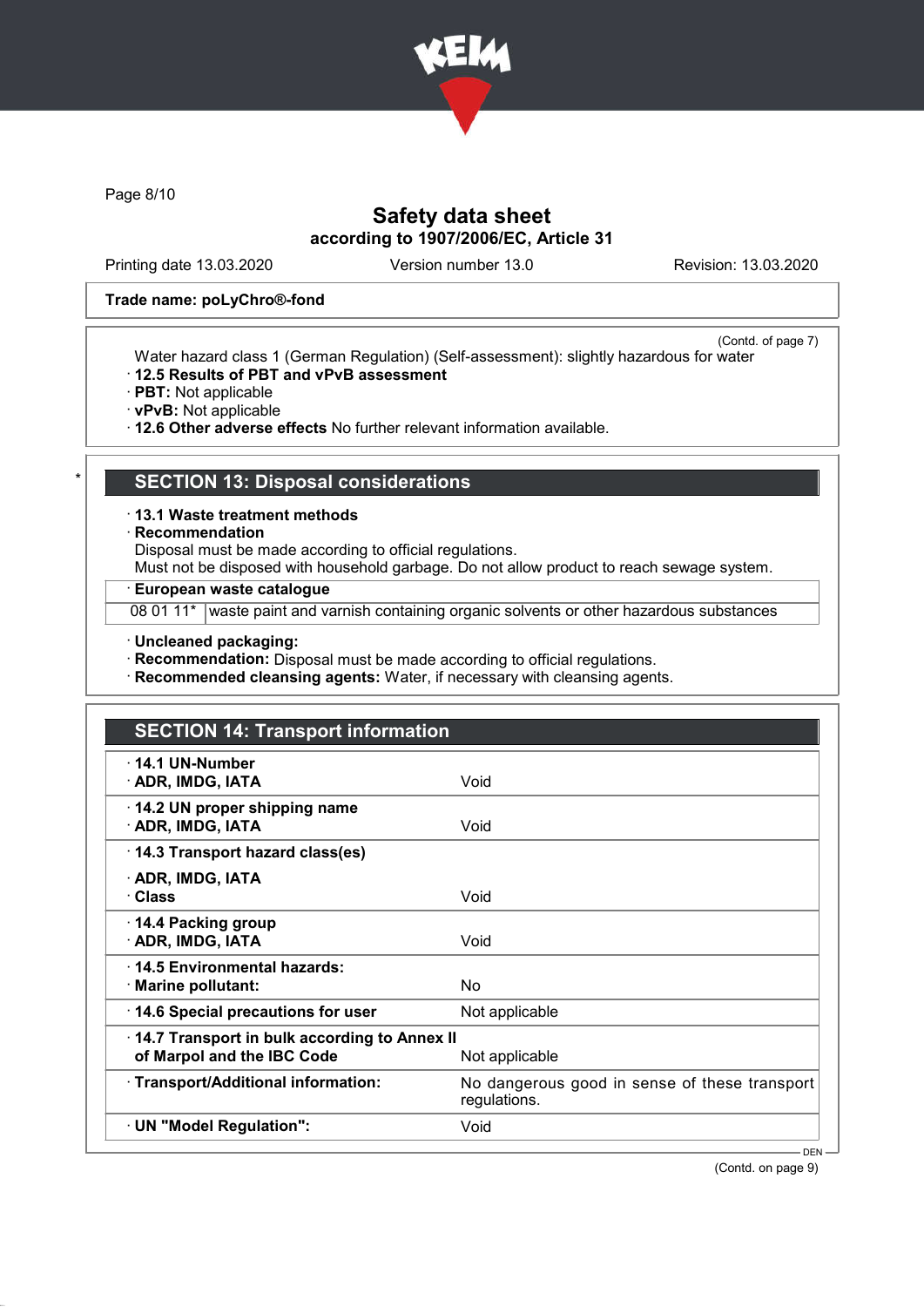Trade name: poLyChro®-fond

(Contd. of page 7)

Water hazard class 1 (German Regulation) (Self-assessment): slightly hazardous for water

· **12.5 Results of PBT and vPvB assessment**
· **PBT:** Not applicable
· **vPvB:** Not applicable
· **12.6 Other adverse effects** No further relevant information available.

## * SECTION 13: Disposal considerations

· **13.1 Waste treatment methods**
· **Recommendation**
Disposal must be made according to official regulations.
Must not be disposed with household garbage. Do not allow product to reach sewage system.

| · European waste catalogue | |
|---|---|
| 08 01 11* | waste paint and varnish containing organic solvents or other hazardous substances |

· **Uncleaned packaging:**
· **Recommendation:** Disposal must be made according to official regulations.
· **Recommended cleansing agents:** Water, if necessary with cleansing agents.

## SECTION 14: Transport information

| | |
|---|---|
| · **14.1 UN-Number**<br>· **ADR, IMDG, IATA** | Void |
| · **14.2 UN proper shipping name**<br>· **ADR, IMDG, IATA** | Void |
| · **14.3 Transport hazard class(es)**<br>· **ADR, IMDG, IATA**<br>· **Class** | Void |
| · **14.4 Packing group**<br>· **ADR, IMDG, IATA** | Void |
| · **14.5 Environmental hazards:**<br>· **Marine pollutant:** | No |
| · **14.6 Special precautions for user** | Not applicable |
| · **14.7 Transport in bulk according to Annex II of Marpol and the IBC Code** | Not applicable |
| · **Transport/Additional information:** | No dangerous good in sense of these transport regulations. |
| · **UN "Model Regulation":** | Void |

(Contd. on page 9)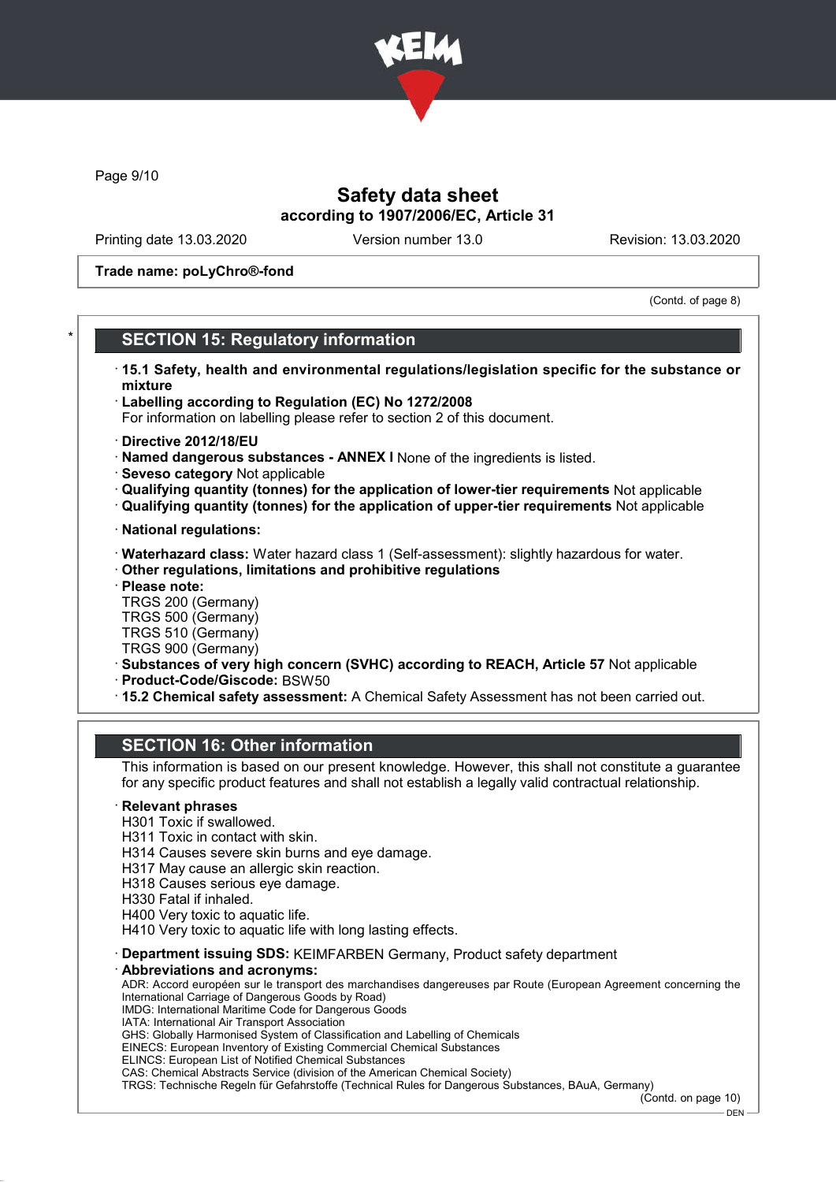(Contd. of page 8)

## SECTION 15: Regulatory information

- **15.1 Safety, health and environmental regulations/legislation specific for the substance or mixture**
- **Labelling according to Regulation (EC) No 1272/2008**
  For information on labelling please refer to section 2 of this document.
- **Directive 2012/18/EU**
- **Named dangerous substances - ANNEX I** None of the ingredients is listed.
- **Seveso category** Not applicable
- **Qualifying quantity (tonnes) for the application of lower-tier requirements** Not applicable
- **Qualifying quantity (tonnes) for the application of upper-tier requirements** Not applicable
- **National regulations:**
- **Waterhazard class:** Water hazard class 1 (Self-assessment): slightly hazardous for water.
- **Other regulations, limitations and prohibitive regulations**
- **Please note:**
  TRGS 200 (Germany)
  TRGS 500 (Germany)
  TRGS 510 (Germany)
  TRGS 900 (Germany)
- **Substances of very high concern (SVHC) according to REACH, Article 57** Not applicable
- **Product-Code/Giscode:** BSW50
- **15.2 Chemical safety assessment:** A Chemical Safety Assessment has not been carried out.

## SECTION 16: Other information

This information is based on our present knowledge. However, this shall not constitute a guarantee for any specific product features and shall not establish a legally valid contractual relationship.

- **Relevant phrases**
  H301 Toxic if swallowed.
  H311 Toxic in contact with skin.
  H314 Causes severe skin burns and eye damage.
  H317 May cause an allergic skin reaction.
  H318 Causes serious eye damage.
  H330 Fatal if inhaled.
  H400 Very toxic to aquatic life.
  H410 Very toxic to aquatic life with long lasting effects.
- **Department issuing SDS:** KEIMFARBEN Germany, Product safety department
- **Abbreviations and acronyms:**
  ADR: Accord européen sur le transport des marchandises dangereuses par Route (European Agreement concerning the International Carriage of Dangerous Goods by Road)
  IMDG: International Maritime Code for Dangerous Goods
  IATA: International Air Transport Association
  GHS: Globally Harmonised System of Classification and Labelling of Chemicals
  EINECS: European Inventory of Existing Commercial Chemical Substances
  ELINCS: European List of Notified Chemical Substances
  CAS: Chemical Abstracts Service (division of the American Chemical Society)
  TRGS: Technische Regeln für Gefahrstoffe (Technical Rules for Dangerous Substances, BAuA, Germany)

(Contd. on page 10)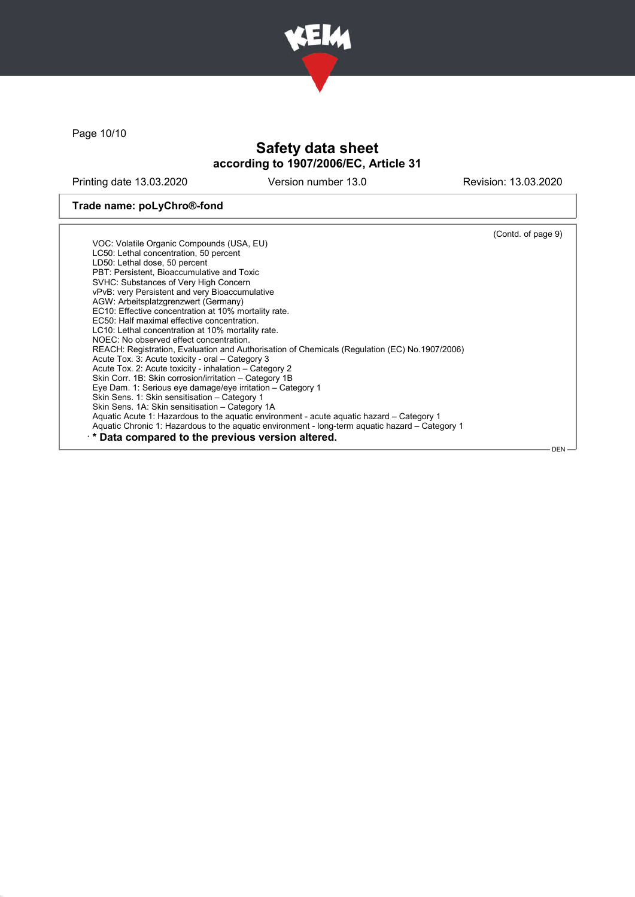Page 10/10

# Safety data sheet
## according to 1907/2006/EC, Article 31

Printing date 13.03.2020 | Version number 13.0 | Revision: 13.03.2020

**Trade name: poLyChro®-fond**

(Contd. of page 9)

VOC: Volatile Organic Compounds (USA, EU)
LC50: Lethal concentration, 50 percent
LD50: Lethal dose, 50 percent
PBT: Persistent, Bioaccumulative and Toxic
SVHC: Substances of Very High Concern
vPvB: very Persistent and very Bioaccumulative
AGW: Arbeitsplatzgrenzwert (Germany)
EC10: Effective concentration at 10% mortality rate.
EC50: Half maximal effective concentration.
LC10: Lethal concentration at 10% mortality rate.
NOEC: No observed effect concentration.
REACH: Registration, Evaluation and Authorisation of Chemicals (Regulation (EC) No.1907/2006)
Acute Tox. 3: Acute toxicity - oral – Category 3
Acute Tox. 2: Acute toxicity - inhalation – Category 2
Skin Corr. 1B: Skin corrosion/irritation – Category 1B
Eye Dam. 1: Serious eye damage/eye irritation – Category 1
Skin Sens. 1: Skin sensitisation – Category 1
Skin Sens. 1A: Skin sensitisation – Category 1A
Aquatic Acute 1: Hazardous to the aquatic environment - acute aquatic hazard – Category 1
Aquatic Chronic 1: Hazardous to the aquatic environment - long-term aquatic hazard – Category 1

· **\* Data compared to the previous version altered.**

DEN